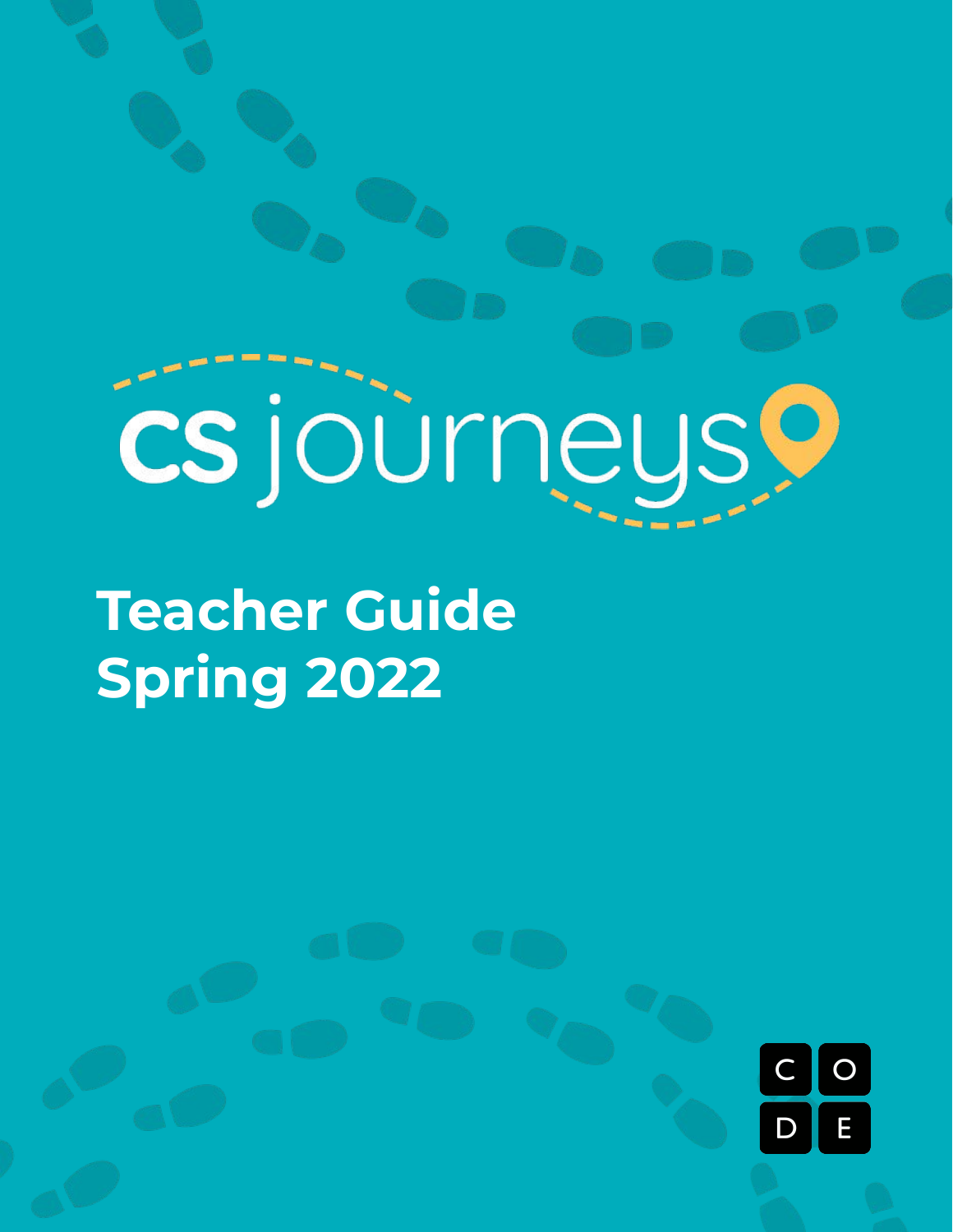# CS journeys

## Teacher Guide
## Spring 2022

CODE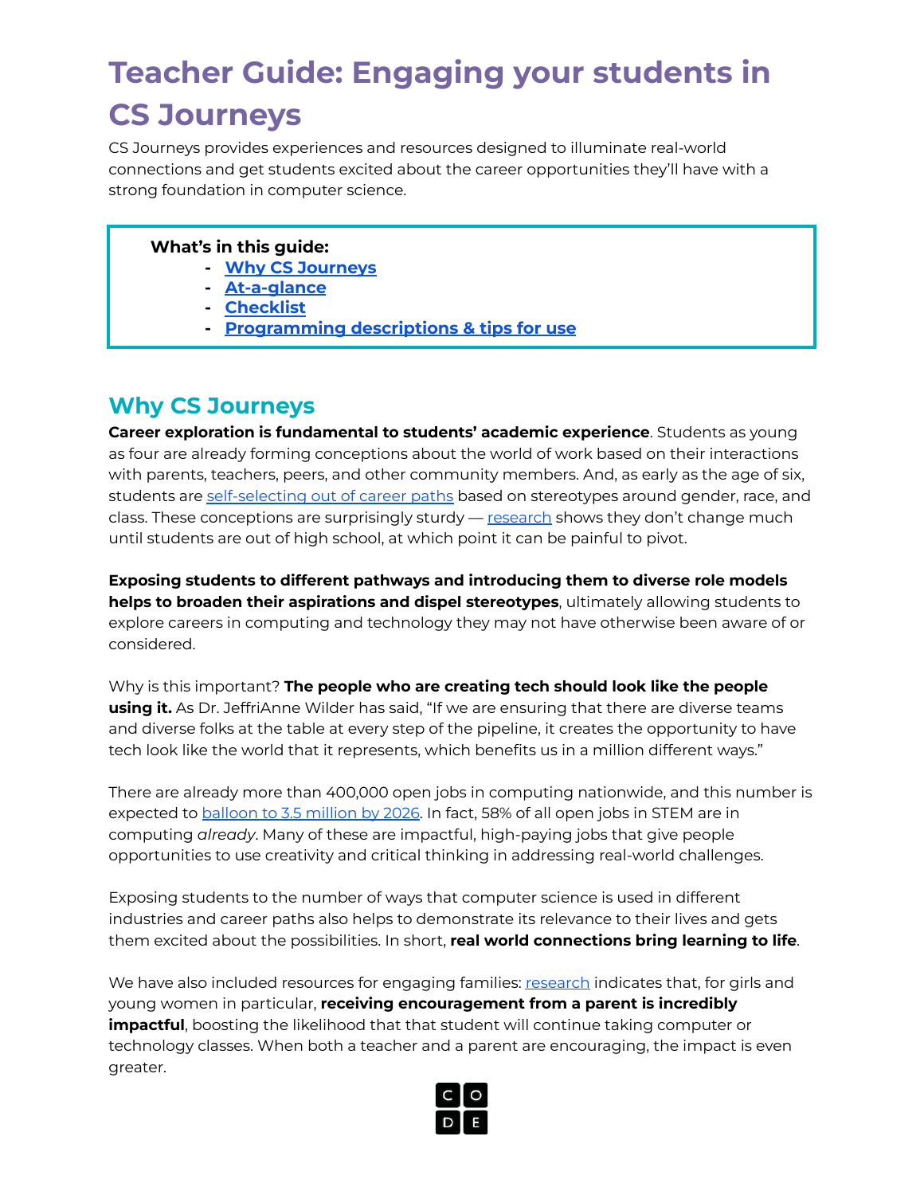# Teacher Guide: Engaging your students in CS Journeys

CS Journeys provides experiences and resources designed to illuminate real-world connections and get students excited about the career opportunities they'll have with a strong foundation in computer science.

**What's in this guide:**

- **Why CS Journeys**
- **At-a-glance**
- **Checklist**
- **Programming descriptions & tips for use**

## Why CS Journeys

**Career exploration is fundamental to students' academic experience**. Students as young as four are already forming conceptions about the world of work based on their interactions with parents, teachers, peers, and other community members. And, as early as the age of six, students are self-selecting out of career paths based on stereotypes around gender, race, and class. These conceptions are surprisingly sturdy — research shows they don't change much until students are out of high school, at which point it can be painful to pivot.

**Exposing students to different pathways and introducing them to diverse role models helps to broaden their aspirations and dispel stereotypes**, ultimately allowing students to explore careers in computing and technology they may not have otherwise been aware of or considered.

Why is this important? **The people who are creating tech should look like the people using it.** As Dr. JeffriAnne Wilder has said, "If we are ensuring that there are diverse teams and diverse folks at the table at every step of the pipeline, it creates the opportunity to have tech look like the world that it represents, which benefits us in a million different ways."

There are already more than 400,000 open jobs in computing nationwide, and this number is expected to balloon to 3.5 million by 2026. In fact, 58% of all open jobs in STEM are in computing *already*. Many of these are impactful, high-paying jobs that give people opportunities to use creativity and critical thinking in addressing real-world challenges.

Exposing students to the number of ways that computer science is used in different industries and career paths also helps to demonstrate its relevance to their lives and gets them excited about the possibilities. In short, **real world connections bring learning to life**.

We have also included resources for engaging families: research indicates that, for girls and young women in particular, **receiving encouragement from a parent is incredibly impactful**, boosting the likelihood that that student will continue taking computer or technology classes. When both a teacher and a parent are encouraging, the impact is even greater.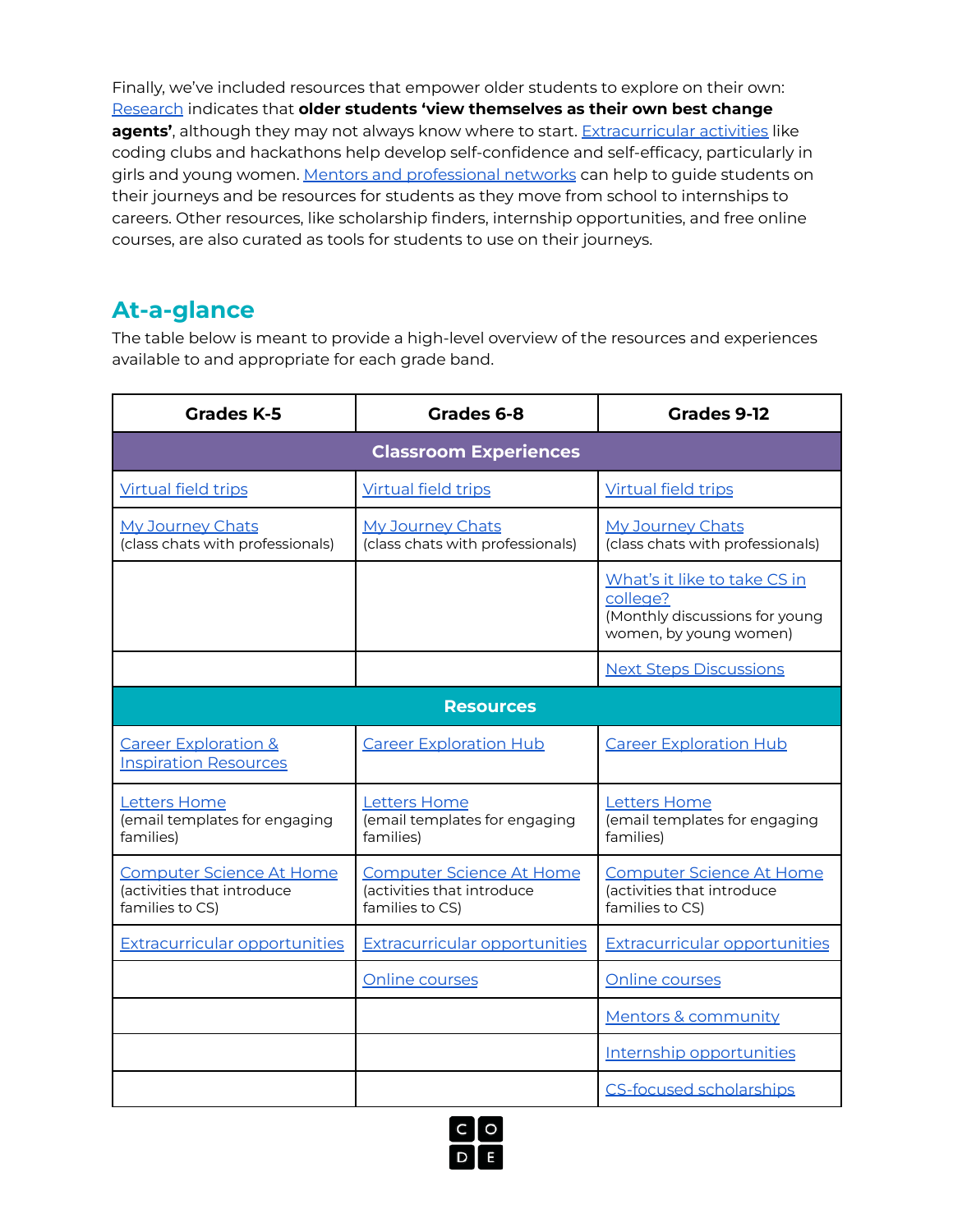Finally, we've included resources that empower older students to explore on their own: Research indicates that **older students 'view themselves as their own best change agents'**, although they may not always know where to start. Extracurricular activities like coding clubs and hackathons help develop self-confidence and self-efficacy, particularly in girls and young women. Mentors and professional networks can help to guide students on their journeys and be resources for students as they move from school to internships to careers. Other resources, like scholarship finders, internship opportunities, and free online courses, are also curated as tools for students to use on their journeys.

## At-a-glance

The table below is meant to provide a high-level overview of the resources and experiences available to and appropriate for each grade band.

| Grades K-5 | Grades 6-8 | Grades 9-12 |
|---|---|---|
| **Classroom Experiences** | | |
| Virtual field trips | Virtual field trips | Virtual field trips |
| My Journey Chats (class chats with professionals) | My Journey Chats (class chats with professionals) | My Journey Chats (class chats with professionals) |
| | | What's it like to take CS in college? (Monthly discussions for young women, by young women) |
| | | Next Steps Discussions |
| **Resources** | | |
| Career Exploration & Inspiration Resources | Career Exploration Hub | Career Exploration Hub |
| Letters Home (email templates for engaging families) | Letters Home (email templates for engaging families) | Letters Home (email templates for engaging families) |
| Computer Science At Home (activities that introduce families to CS) | Computer Science At Home (activities that introduce families to CS) | Computer Science At Home (activities that introduce families to CS) |
| Extracurricular opportunities | Extracurricular opportunities | Extracurricular opportunities |
| | Online courses | Online courses |
| | | Mentors & community |
| | | Internship opportunities |
| | | CS-focused scholarships |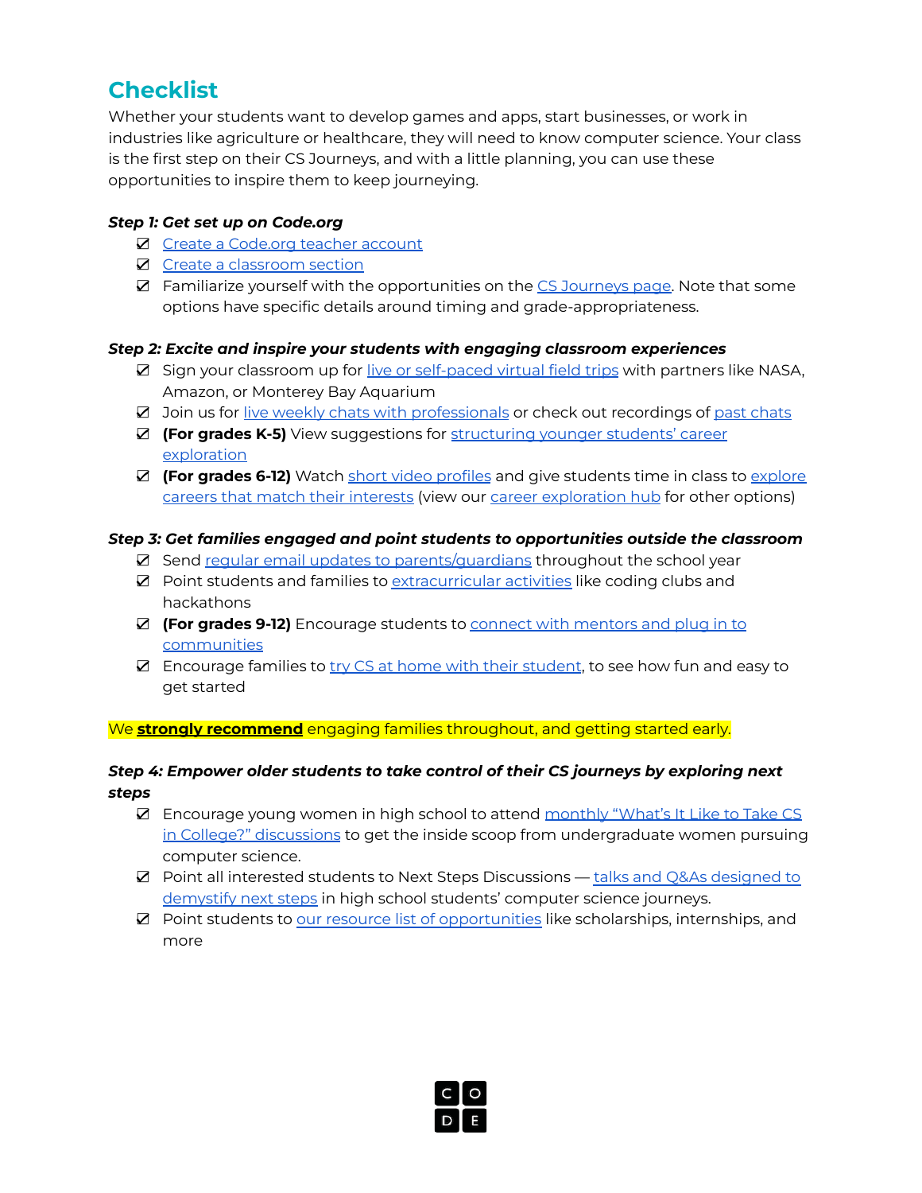## Checklist

Whether your students want to develop games and apps, start businesses, or work in industries like agriculture or healthcare, they will need to know computer science. Your class is the first step on their CS Journeys, and with a little planning, you can use these opportunities to inspire them to keep journeying.

***Step 1: Get set up on Code.org***

- ☑ Create a Code.org teacher account
- ☑ Create a classroom section
- ☑ Familiarize yourself with the opportunities on the CS Journeys page. Note that some options have specific details around timing and grade-appropriateness.

***Step 2: Excite and inspire your students with engaging classroom experiences***

- ☑ Sign your classroom up for live or self-paced virtual field trips with partners like NASA, Amazon, or Monterey Bay Aquarium
- ☑ Join us for live weekly chats with professionals or check out recordings of past chats
- ☑ **(For grades K-5)** View suggestions for structuring younger students' career exploration
- ☑ **(For grades 6-12)** Watch short video profiles and give students time in class to explore careers that match their interests (view our career exploration hub for other options)

***Step 3: Get families engaged and point students to opportunities outside the classroom***

- ☑ Send regular email updates to parents/guardians throughout the school year
- ☑ Point students and families to extracurricular activities like coding clubs and hackathons
- ☑ **(For grades 9-12)** Encourage students to connect with mentors and plug in to communities
- ☑ Encourage families to try CS at home with their student, to see how fun and easy to get started

We **strongly recommend** engaging families throughout, and getting started early.

***Step 4: Empower older students to take control of their CS journeys by exploring next steps***

- ☑ Encourage young women in high school to attend monthly "What's It Like to Take CS in College?" discussions to get the inside scoop from undergraduate women pursuing computer science.
- ☑ Point all interested students to Next Steps Discussions — talks and Q&As designed to demystify next steps in high school students' computer science journeys.
- ☑ Point students to our resource list of opportunities like scholarships, internships, and more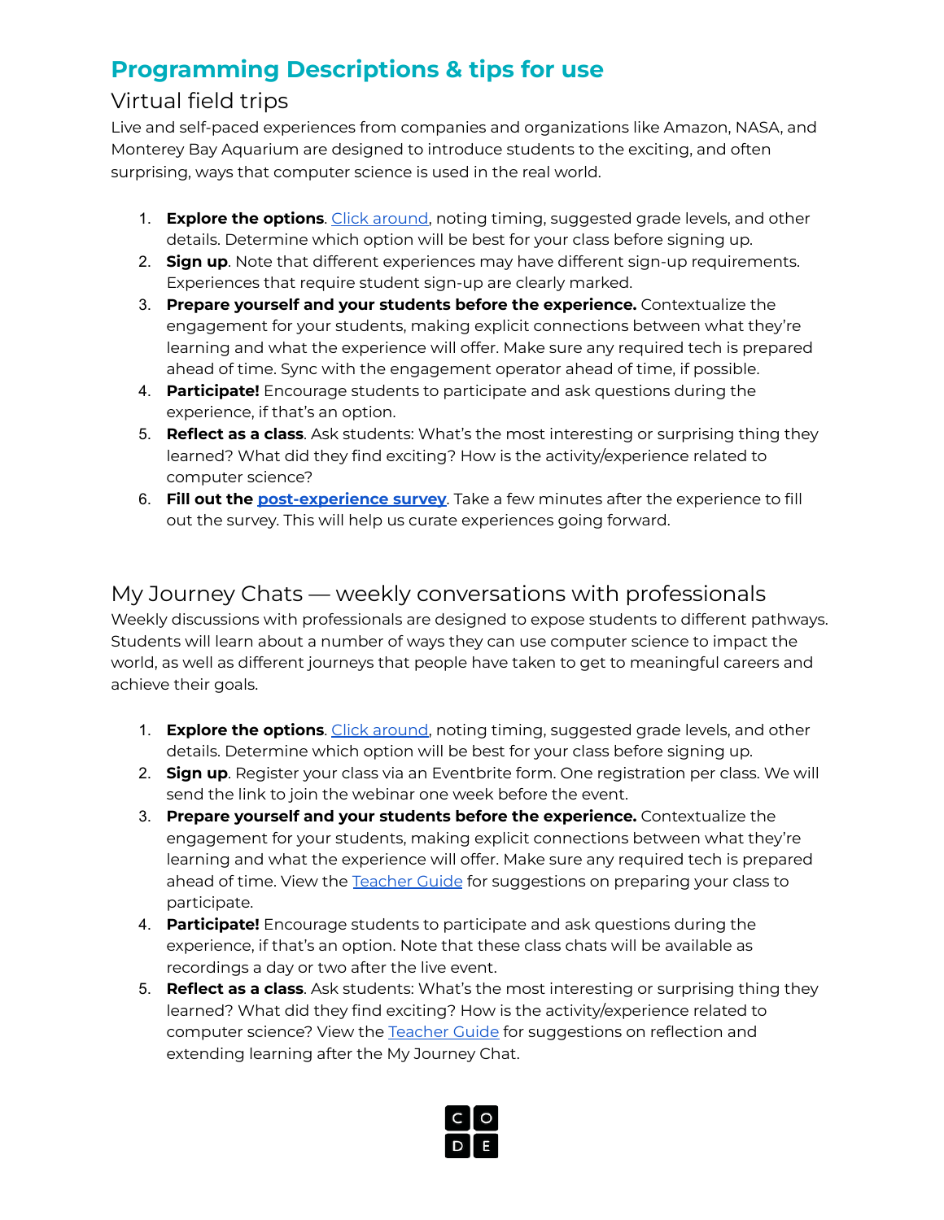# Programming Descriptions & tips for use

## Virtual field trips

Live and self-paced experiences from companies and organizations like Amazon, NASA, and Monterey Bay Aquarium are designed to introduce students to the exciting, and often surprising, ways that computer science is used in the real world.

1. **Explore the options**. Click around, noting timing, suggested grade levels, and other details. Determine which option will be best for your class before signing up.
2. **Sign up**. Note that different experiences may have different sign-up requirements. Experiences that require student sign-up are clearly marked.
3. **Prepare yourself and your students before the experience.** Contextualize the engagement for your students, making explicit connections between what they're learning and what the experience will offer. Make sure any required tech is prepared ahead of time. Sync with the engagement operator ahead of time, if possible.
4. **Participate!** Encourage students to participate and ask questions during the experience, if that's an option.
5. **Reflect as a class**. Ask students: What's the most interesting or surprising thing they learned? What did they find exciting? How is the activity/experience related to computer science?
6. **Fill out the post-experience survey**. Take a few minutes after the experience to fill out the survey. This will help us curate experiences going forward.

## My Journey Chats — weekly conversations with professionals

Weekly discussions with professionals are designed to expose students to different pathways. Students will learn about a number of ways they can use computer science to impact the world, as well as different journeys that people have taken to get to meaningful careers and achieve their goals.

1. **Explore the options**. Click around, noting timing, suggested grade levels, and other details. Determine which option will be best for your class before signing up.
2. **Sign up**. Register your class via an Eventbrite form. One registration per class. We will send the link to join the webinar one week before the event.
3. **Prepare yourself and your students before the experience.** Contextualize the engagement for your students, making explicit connections between what they're learning and what the experience will offer. Make sure any required tech is prepared ahead of time. View the Teacher Guide for suggestions on preparing your class to participate.
4. **Participate!** Encourage students to participate and ask questions during the experience, if that's an option. Note that these class chats will be available as recordings a day or two after the live event.
5. **Reflect as a class**. Ask students: What's the most interesting or surprising thing they learned? What did they find exciting? How is the activity/experience related to computer science? View the Teacher Guide for suggestions on reflection and extending learning after the My Journey Chat.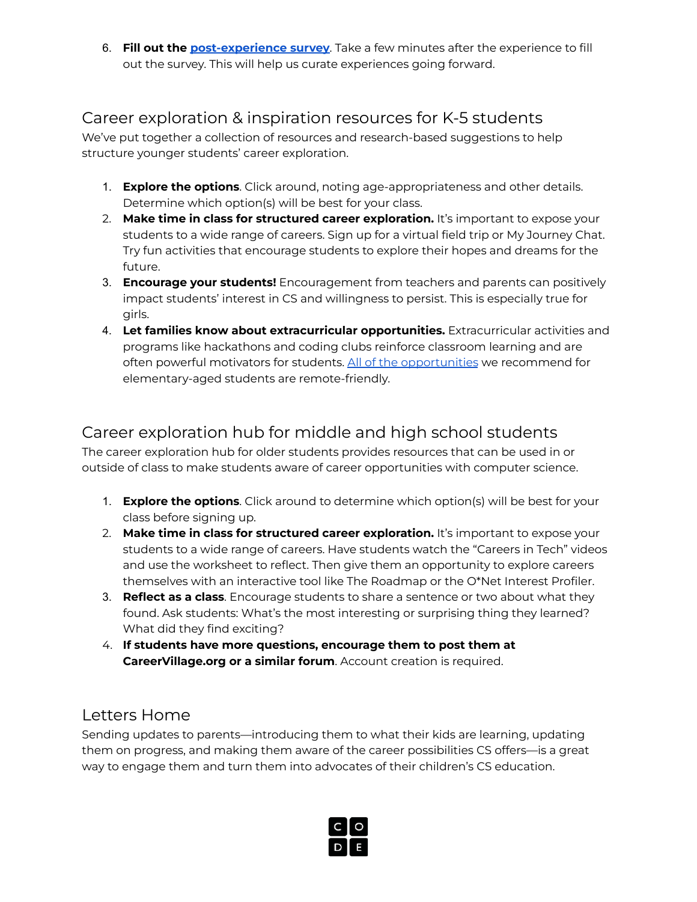6. **Fill out the [post-experience survey](#)**. Take a few minutes after the experience to fill out the survey. This will help us curate experiences going forward.

## Career exploration & inspiration resources for K-5 students

We've put together a collection of resources and research-based suggestions to help structure younger students' career exploration.

1. **Explore the options**. Click around, noting age-appropriateness and other details. Determine which option(s) will be best for your class.
2. **Make time in class for structured career exploration.** It's important to expose your students to a wide range of careers. Sign up for a virtual field trip or My Journey Chat. Try fun activities that encourage students to explore their hopes and dreams for the future.
3. **Encourage your students!** Encouragement from teachers and parents can positively impact students' interest in CS and willingness to persist. This is especially true for girls.
4. **Let families know about extracurricular opportunities.** Extracurricular activities and programs like hackathons and coding clubs reinforce classroom learning and are often powerful motivators for students. [All of the opportunities](#) we recommend for elementary-aged students are remote-friendly.

## Career exploration hub for middle and high school students

The career exploration hub for older students provides resources that can be used in or outside of class to make students aware of career opportunities with computer science.

1. **Explore the options**. Click around to determine which option(s) will be best for your class before signing up.
2. **Make time in class for structured career exploration.** It's important to expose your students to a wide range of careers. Have students watch the "Careers in Tech" videos and use the worksheet to reflect. Then give them an opportunity to explore careers themselves with an interactive tool like The Roadmap or the O*Net Interest Profiler.
3. **Reflect as a class**. Encourage students to share a sentence or two about what they found. Ask students: What's the most interesting or surprising thing they learned? What did they find exciting?
4. **If students have more questions, encourage them to post them at CareerVillage.org or a similar forum**. Account creation is required.

## Letters Home

Sending updates to parents—introducing them to what their kids are learning, updating them on progress, and making them aware of the career possibilities CS offers—is a great way to engage them and turn them into advocates of their children's CS education.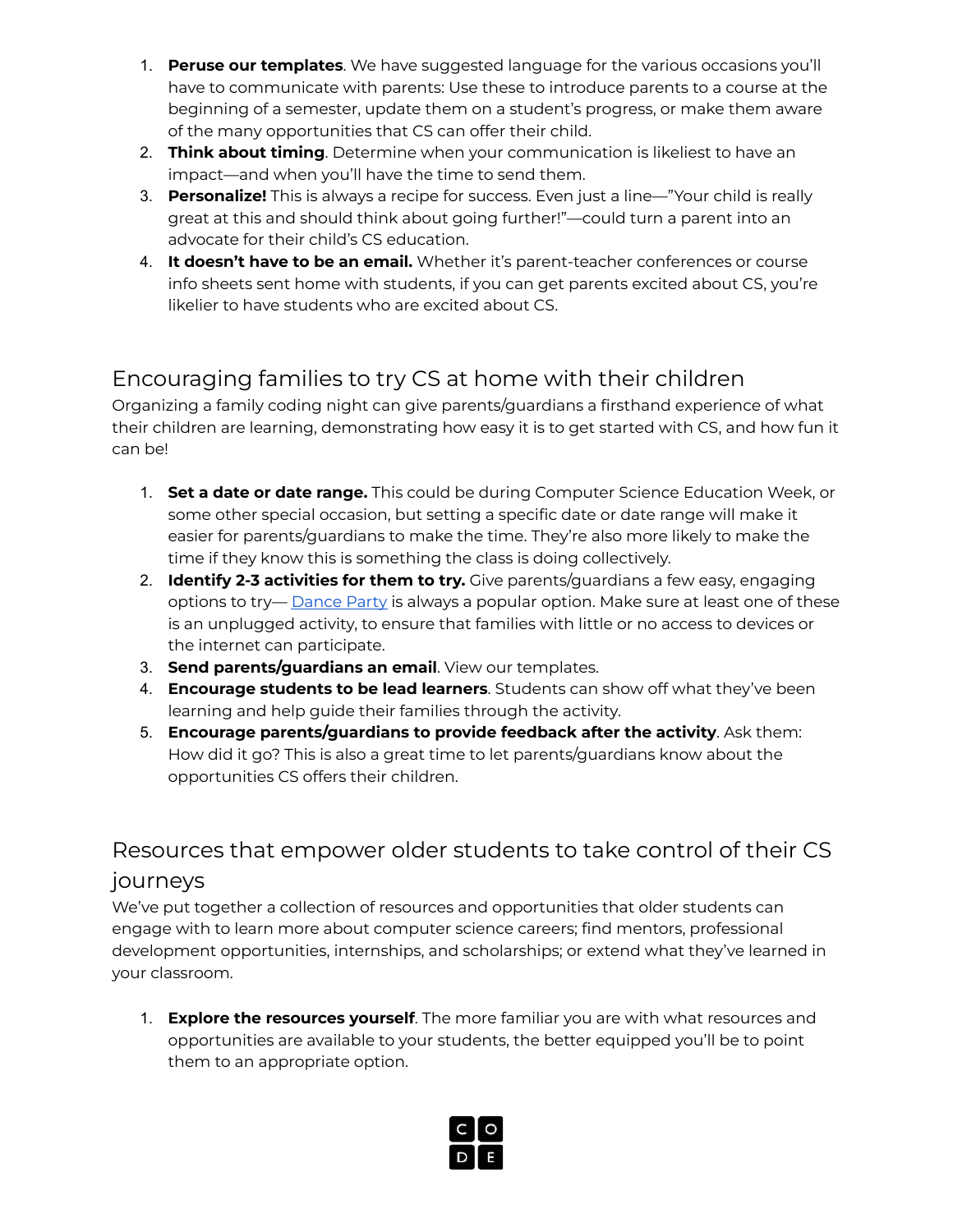1. **Peruse our templates**. We have suggested language for the various occasions you'll have to communicate with parents: Use these to introduce parents to a course at the beginning of a semester, update them on a student's progress, or make them aware of the many opportunities that CS can offer their child.
2. **Think about timing**. Determine when your communication is likeliest to have an impact—and when you'll have the time to send them.
3. **Personalize!** This is always a recipe for success. Even just a line—"Your child is really great at this and should think about going further!"—could turn a parent into an advocate for their child's CS education.
4. **It doesn't have to be an email.** Whether it's parent-teacher conferences or course info sheets sent home with students, if you can get parents excited about CS, you're likelier to have students who are excited about CS.

## Encouraging families to try CS at home with their children

Organizing a family coding night can give parents/guardians a firsthand experience of what their children are learning, demonstrating how easy it is to get started with CS, and how fun it can be!

1. **Set a date or date range.** This could be during Computer Science Education Week, or some other special occasion, but setting a specific date or date range will make it easier for parents/guardians to make the time. They're also more likely to make the time if they know this is something the class is doing collectively.
2. **Identify 2-3 activities for them to try.** Give parents/guardians a few easy, engaging options to try— Dance Party is always a popular option. Make sure at least one of these is an unplugged activity, to ensure that families with little or no access to devices or the internet can participate.
3. **Send parents/guardians an email**. View our templates.
4. **Encourage students to be lead learners**. Students can show off what they've been learning and help guide their families through the activity.
5. **Encourage parents/guardians to provide feedback after the activity**. Ask them: How did it go? This is also a great time to let parents/guardians know about the opportunities CS offers their children.

## Resources that empower older students to take control of their CS journeys

We've put together a collection of resources and opportunities that older students can engage with to learn more about computer science careers; find mentors, professional development opportunities, internships, and scholarships; or extend what they've learned in your classroom.

1. **Explore the resources yourself**. The more familiar you are with what resources and opportunities are available to your students, the better equipped you'll be to point them to an appropriate option.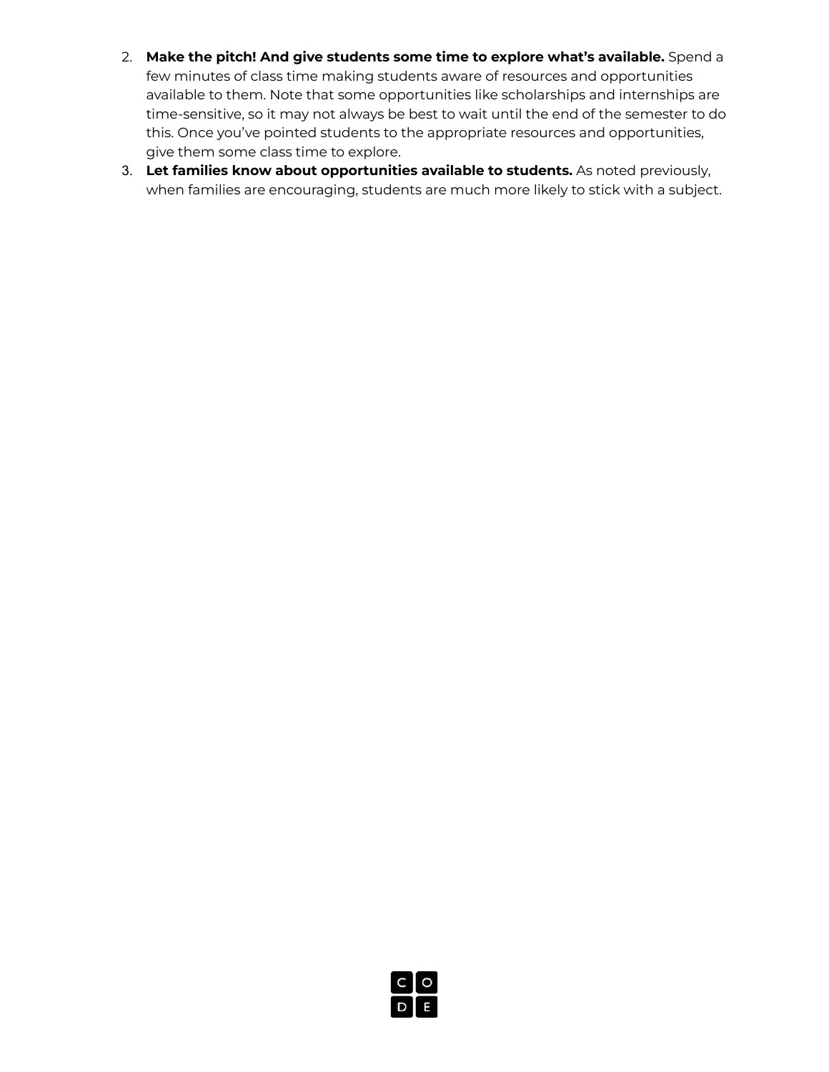2. **Make the pitch! And give students some time to explore what's available.** Spend a few minutes of class time making students aware of resources and opportunities available to them. Note that some opportunities like scholarships and internships are time-sensitive, so it may not always be best to wait until the end of the semester to do this. Once you've pointed students to the appropriate resources and opportunities, give them some class time to explore.
3. **Let families know about opportunities available to students.** As noted previously, when families are encouraging, students are much more likely to stick with a subject.